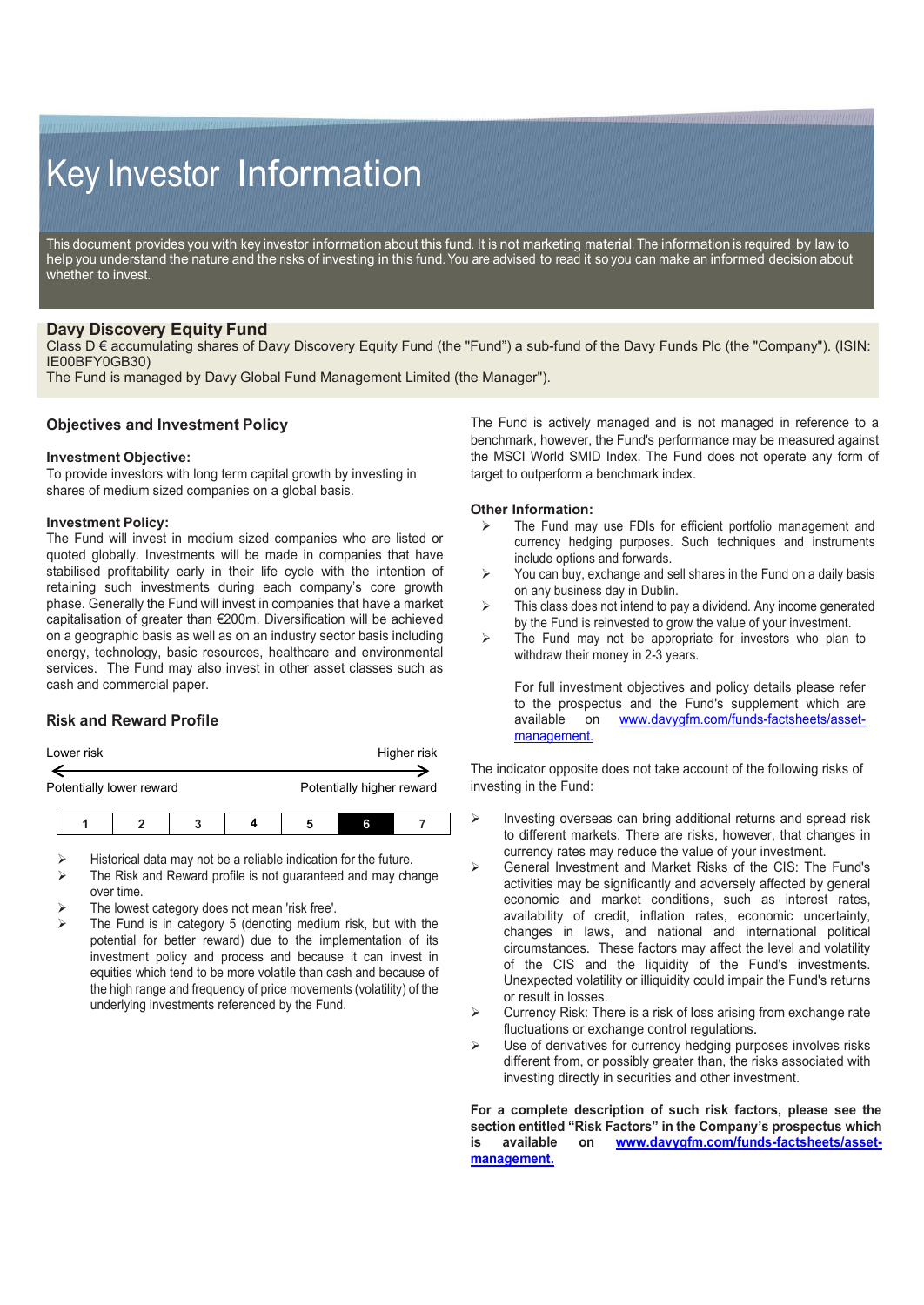# Key Investor Information

This document provides you with key investor information about this fund. It is not marketing material. The information is required by law to help you understand the nature and the risks of investing in this fund. You are advised to read it so you can make an informed decision about whether to invest.

**Davy Discovery Equity Fund**

Class D € accumulating shares of Davy Discovery Equity Fund (the "Fund") a sub-fund of the Davy Funds Plc (the "Company"). (ISIN: IE00BFY0GB30)

The Fund is managed by Davy Global Fund Management Limited (the Manager").

## Objectives and Investment Policy

### Investment Objective:

To provide investors with long term capital growth by investing in shares of medium sized companies on a global basis.

### Investment Policy:

The Fund will invest in medium sized companies who are listed or quoted globally. Investments will be made in companies that have stabilised profitability early in their life cycle with the intention of retaining such investments during each company's core growth phase. Generally the Fund will invest in companies that have a market capitalisation of greater than €200m. Diversification will be achieved on a geographic basis as well as on an industry sector basis including energy, technology, basic resources, healthcare and environmental services. The Fund may also invest in other asset classes such as cash and commercial paper.

The Fund is actively managed and is not managed in reference to a benchmark, however, the Fund's performance may be measured against the MSCI World SMID Index. The Fund does not operate any form of target to outperform a benchmark index.

### Other Information:

- The Fund may use FDIs for efficient portfolio management and currency hedging purposes. Such techniques and instruments include options and forwards.
- You can buy, exchange and sell shares in the Fund on a daily basis on any business day in Dublin.
- This class does not intend to pay a dividend. Any income generated by the Fund is reinvested to grow the value of your investment.
- The Fund may not be appropriate for investors who plan to withdraw their money in 2-3 years.

  For full investment objectives and policy details please refer to the prospectus and the Fund's supplement which are available on [www.davygfm.com/funds-factsheets/asset-management.](www.davygfm.com/funds-factsheets/asset-management)

## Risk and Reward Profile

| Lower risk | | | | | | Higher risk |
|---|---|---|---|---|---|---|
| Potentially lower reward | | | | | | Potentially higher reward |
| 1 | 2 | 3 | 4 | 5 | **6** | 7 |

- Historical data may not be a reliable indication for the future.
- The Risk and Reward profile is not guaranteed and may change over time.
- The lowest category does not mean 'risk free'.
- The Fund is in category 5 (denoting medium risk, but with the potential for better reward) due to the implementation of its investment policy and process and because it can invest in equities which tend to be more volatile than cash and because of the high range and frequency of price movements (volatility) of the underlying investments referenced by the Fund.

The indicator opposite does not take account of the following risks of investing in the Fund:

- Investing overseas can bring additional returns and spread risk to different markets. There are risks, however, that changes in currency rates may reduce the value of your investment.
- General Investment and Market Risks of the CIS: The Fund's activities may be significantly and adversely affected by general economic and market conditions, such as interest rates, availability of credit, inflation rates, economic uncertainty, changes in laws, and national and international political circumstances. These factors may affect the level and volatility of the CIS and the liquidity of the Fund's investments. Unexpected volatility or illiquidity could impair the Fund's returns or result in losses.
- Currency Risk: There is a risk of loss arising from exchange rate fluctuations or exchange control regulations.
- Use of derivatives for currency hedging purposes involves risks different from, or possibly greater than, the risks associated with investing directly in securities and other investment.

**For a complete description of such risk factors, please see the section entitled "Risk Factors" in the Company's prospectus which is available on [www.davygfm.com/funds-factsheets/asset-management.](www.davygfm.com/funds-factsheets/asset-management)**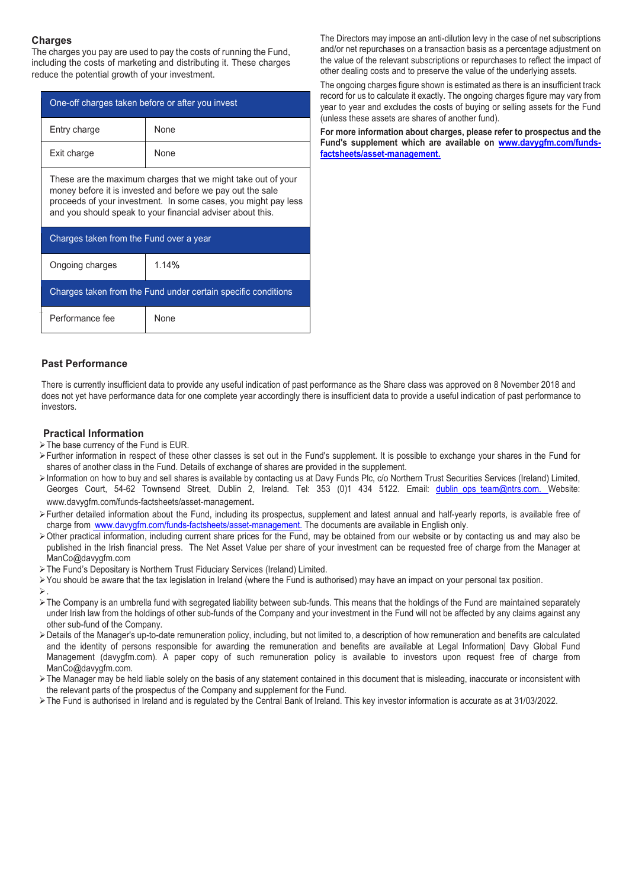## Charges

The charges you pay are used to pay the costs of running the Fund, including the costs of marketing and distributing it. These charges reduce the potential growth of your investment.

| One-off charges taken before or after you invest | |
|---|---|
| Entry charge | None |
| Exit charge | None |
| These are the maximum charges that we might take out of your money before it is invested and before we pay out the sale proceeds of your investment. In some cases, you might pay less and you should speak to your financial adviser about this. | |
| **Charges taken from the Fund over a year** | |
| Ongoing charges | 1.14% |
| **Charges taken from the Fund under certain specific conditions** | |
| Performance fee | None |

The Directors may impose an anti-dilution levy in the case of net subscriptions and/or net repurchases on a transaction basis as a percentage adjustment on the value of the relevant subscriptions or repurchases to reflect the impact of other dealing costs and to preserve the value of the underlying assets.

The ongoing charges figure shown is estimated as there is an insufficient track record for us to calculate it exactly. The ongoing charges figure may vary from year to year and excludes the costs of buying or selling assets for the Fund (unless these assets are shares of another fund).

**For more information about charges, please refer to prospectus and the Fund's supplement which are available on www.davygfm.com/funds-factsheets/asset-management.**

## Past Performance

There is currently insufficient data to provide any useful indication of past performance as the Share class was approved on 8 November 2018 and does not yet have performance data for one complete year accordingly there is insufficient data to provide a useful indication of past performance to investors.

## Practical Information

- The base currency of the Fund is EUR.
- Further information in respect of these other classes is set out in the Fund's supplement. It is possible to exchange your shares in the Fund for shares of another class in the Fund. Details of exchange of shares are provided in the supplement.
- Information on how to buy and sell shares is available by contacting us at Davy Funds Plc, c/o Northern Trust Securities Services (Ireland) Limited, Georges Court, 54-62 Townsend Street, Dublin 2, Ireland. Tel: 353 (0)1 434 5122. Email: dublin_ops_team@ntrs.com. Website: www.davygfm.com/funds-factsheets/asset-management.
- Further detailed information about the Fund, including its prospectus, supplement and latest annual and half-yearly reports, is available free of charge from www.davygfm.com/funds-factsheets/asset-management. The documents are available in English only.
- Other practical information, including current share prices for the Fund, may be obtained from our website or by contacting us and may also be published in the Irish financial press. The Net Asset Value per share of your investment can be requested free of charge from the Manager at ManCo@davygfm.com
- The Fund's Depositary is Northern Trust Fiduciary Services (Ireland) Limited.
- You should be aware that the tax legislation in Ireland (where the Fund is authorised) may have an impact on your personal tax position.
- .
- The Company is an umbrella fund with segregated liability between sub-funds. This means that the holdings of the Fund are maintained separately under Irish law from the holdings of other sub-funds of the Company and your investment in the Fund will not be affected by any claims against any other sub-fund of the Company.
- Details of the Manager's up-to-date remuneration policy, including, but not limited to, a description of how remuneration and benefits are calculated and the identity of persons responsible for awarding the remuneration and benefits are available at Legal Information| Davy Global Fund Management (davygfm.com). A paper copy of such remuneration policy is available to investors upon request free of charge from ManCo@davygfm.com.
- The Manager may be held liable solely on the basis of any statement contained in this document that is misleading, inaccurate or inconsistent with the relevant parts of the prospectus of the Company and supplement for the Fund.
- The Fund is authorised in Ireland and is regulated by the Central Bank of Ireland. This key investor information is accurate as at 31/03/2022.